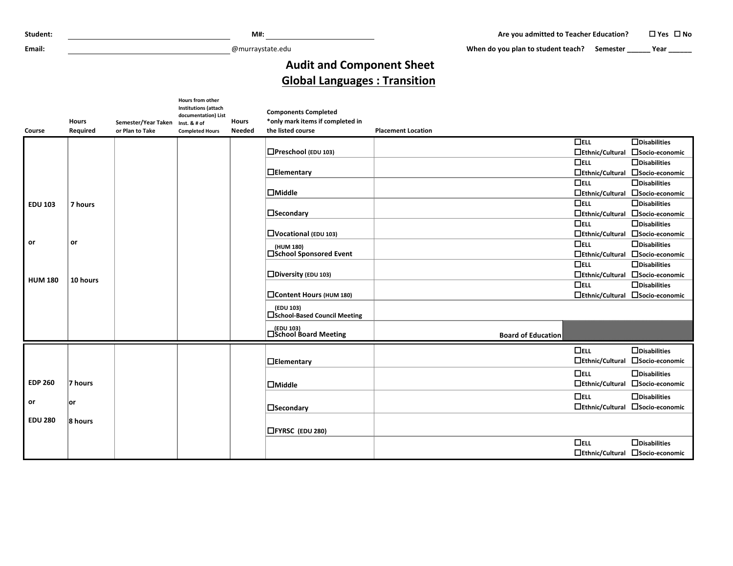**Student:** ______________________ **M#:** ______________________ **Are you admitted to Teacher Education?** ☐ Yes ☐ No

**Email:** ______________________@murraystate.edu **When do you plan to student teach?** Semester ______ Year ______

# Audit and Component Sheet

## Global Languages : Transition

| Course | Hours Required | Semester/Year Taken or Plan to Take | Hours from other Institutions (attach documentation) List Inst. & # of Completed Hours | Hours Needed | Components Completed *only mark items if completed in the listed course | Placement Location | | |
|---|---|---|---|---|---|---|---|---|
| EDU 103 or HUM 180 | 7 hours or 10 hours | | | | ☐Preschool (EDU 103) | | ☐ELL ☐Ethnic/Cultural | ☐Disabilities ☐Socio-economic |
| | | | | | ☐Elementary | | ☐ELL ☐Ethnic/Cultural | ☐Disabilities ☐Socio-economic |
| | | | | | ☐Middle | | ☐ELL ☐Ethnic/Cultural | ☐Disabilities ☐Socio-economic |
| | | | | | ☐Secondary | | ☐ELL ☐Ethnic/Cultural | ☐Disabilities ☐Socio-economic |
| | | | | | ☐Vocational (EDU 103) | | ☐ELL ☐Ethnic/Cultural | ☐Disabilities ☐Socio-economic |
| | | | | | (HUM 180) ☐School Sponsored Event | | ☐ELL ☐Ethnic/Cultural | ☐Disabilities ☐Socio-economic |
| | | | | | ☐Diversity (EDU 103) | | ☐ELL ☐Ethnic/Cultural | ☐Disabilities ☐Socio-economic |
| | | | | | ☐Content Hours (HUM 180) | | ☐ELL ☐Ethnic/Cultural | ☐Disabilities ☐Socio-economic |
| | | | | | (EDU 103) ☐School-Based Council Meeting | | | |
| | | | | | (EDU 103) ☐School Board Meeting | Board of Education | | |
| EDP 260 or EDU 280 | 7 hours or 8 hours | | | | ☐Elementary | | ☐ELL ☐Ethnic/Cultural | ☐Disabilities ☐Socio-economic |
| | | | | | ☐Middle | | ☐ELL ☐Ethnic/Cultural | ☐Disabilities ☐Socio-economic |
| | | | | | ☐Secondary | | ☐ELL ☐Ethnic/Cultural | ☐Disabilities ☐Socio-economic |
| | | | | | ☐FYRSC (EDU 280) | | | |
| | | | | | | | ☐ELL ☐Ethnic/Cultural | ☐Disabilities ☐Socio-economic |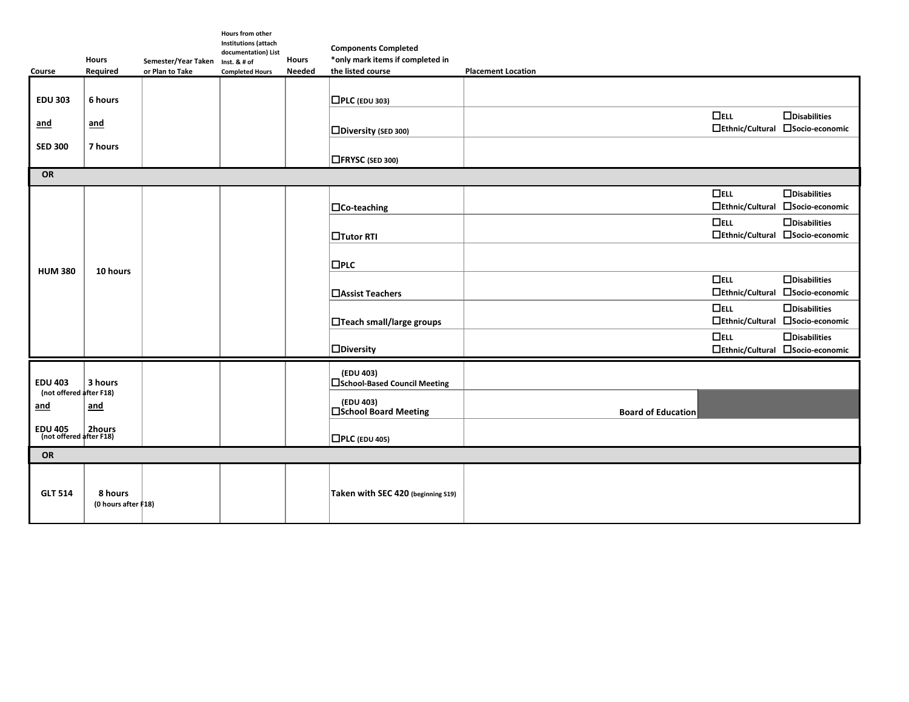| Course | Hours Required | Semester/Year Taken or Plan to Take | Hours from other Institutions (attach documentation) List Inst. & # of Completed Hours | Hours Needed | Components Completed *only mark items if completed in the listed course | Placement Location | | |
|---|---|---|---|---|---|---|---|---|
| EDU 303 | 6 hours | | | | ☐PLC (EDU 303) | | | |
| and | and | | | | ☐Diversity (SED 300) | | ☐ELL ☐Ethnic/Cultural | ☐Disabilities ☐Socio-economic |
| SED 300 | 7 hours | | | | ☐FRYSC (SED 300) | | | |
| OR | | | | | | | | |
| HUM 380 | 10 hours | | | | ☐Co-teaching | | ☐ELL ☐Ethnic/Cultural | ☐Disabilities ☐Socio-economic |
| | | | | | ☐Tutor RTI | | ☐ELL ☐Ethnic/Cultural | ☐Disabilities ☐Socio-economic |
| | | | | | ☐PLC | | | |
| | | | | | ☐Assist Teachers | | ☐ELL ☐Ethnic/Cultural | ☐Disabilities ☐Socio-economic |
| | | | | | ☐Teach small/large groups | | ☐ELL ☐Ethnic/Cultural | ☐Disabilities ☐Socio-economic |
| | | | | | ☐Diversity | | ☐ELL ☐Ethnic/Cultural | ☐Disabilities ☐Socio-economic |
| EDU 403 (not offered after F18) | 3 hours | | | | (EDU 403) ☐School-Based Council Meeting | | | |
| and | and | | | | (EDU 403) ☐School Board Meeting | Board of Education | | |
| EDU 405 (not offered after F18) | 2hours | | | | ☐PLC (EDU 405) | | | |
| OR | | | | | | | | |
| GLT 514 | 8 hours (0 hours after F18) | | | | Taken with SEC 420 (beginning S19) | | | |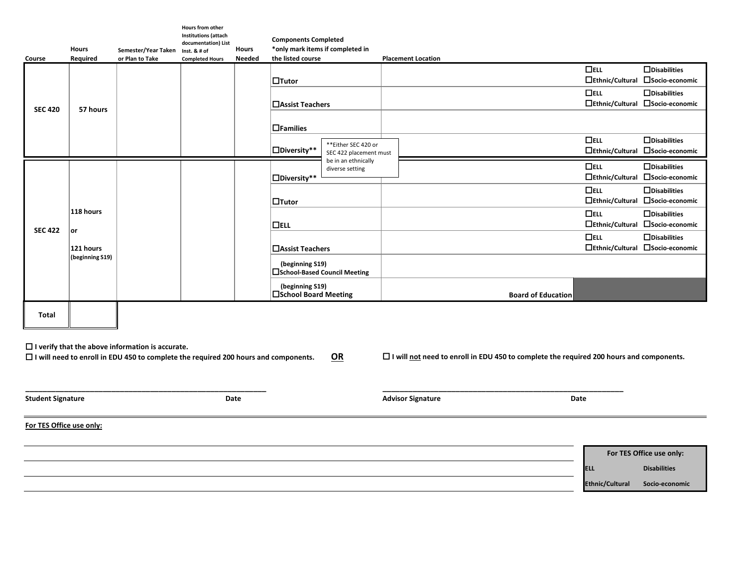| Course | Hours Required | Semester/Year Taken or Plan to Take | Hours from other Institutions (attach documentation) List Inst. & # of Completed Hours | Hours Needed | Components Completed *only mark items if completed in the listed course | Placement Location | | |
|---|---|---|---|---|---|---|---|---|
| SEC 420 | 57 hours | | | | ☐Tutor | | ☐ELL ☐Ethnic/Cultural | ☐Disabilities ☐Socio-economic |
| | | | | | ☐Assist Teachers | | ☐ELL ☐Ethnic/Cultural | ☐Disabilities ☐Socio-economic |
| | | | | | ☐Families | | | |
| | | | | | ☐Diversity** | | ☐ELL ☐Ethnic/Cultural | ☐Disabilities ☐Socio-economic |
| SEC 422 | 118 hours or 121 hours (beginning S19) | | | | ☐Diversity** | | ☐ELL ☐Ethnic/Cultural | ☐Disabilities ☐Socio-economic |
| | | | | | ☐Tutor | | ☐ELL ☐Ethnic/Cultural | ☐Disabilities ☐Socio-economic |
| | | | | | ☐ELL | | ☐ELL ☐Ethnic/Cultural | ☐Disabilities ☐Socio-economic |
| | | | | | ☐Assist Teachers | | ☐ELL ☐Ethnic/Cultural | ☐Disabilities ☐Socio-economic |
| | | | | | (beginning S19) ☐School-Based Council Meeting | | | |
| | | | | | (beginning S19) ☐School Board Meeting | Board of Education | | |
| Total | | | | | | | | |

**Either SEC 420 or SEC 422 placement must be in an ethnically diverse setting

☐ **I verify that the above information is accurate.**

☐ **I will need to enroll in EDU 450 to complete the required 200 hours and components.** **OR** ☐ **I will not need to enroll in EDU 450 to complete the required 200 hours and components.**

______________________________________________
**Student Signature** **Date**

______________________________________________
**Advisor Signature** **Date**

**For TES Office use only:**

______________________________________________

______________________________________________

______________________________________________

| For TES Office use only: | |
|---|---|
| ELL | Disabilities |
| Ethnic/Cultural | Socio-economic |